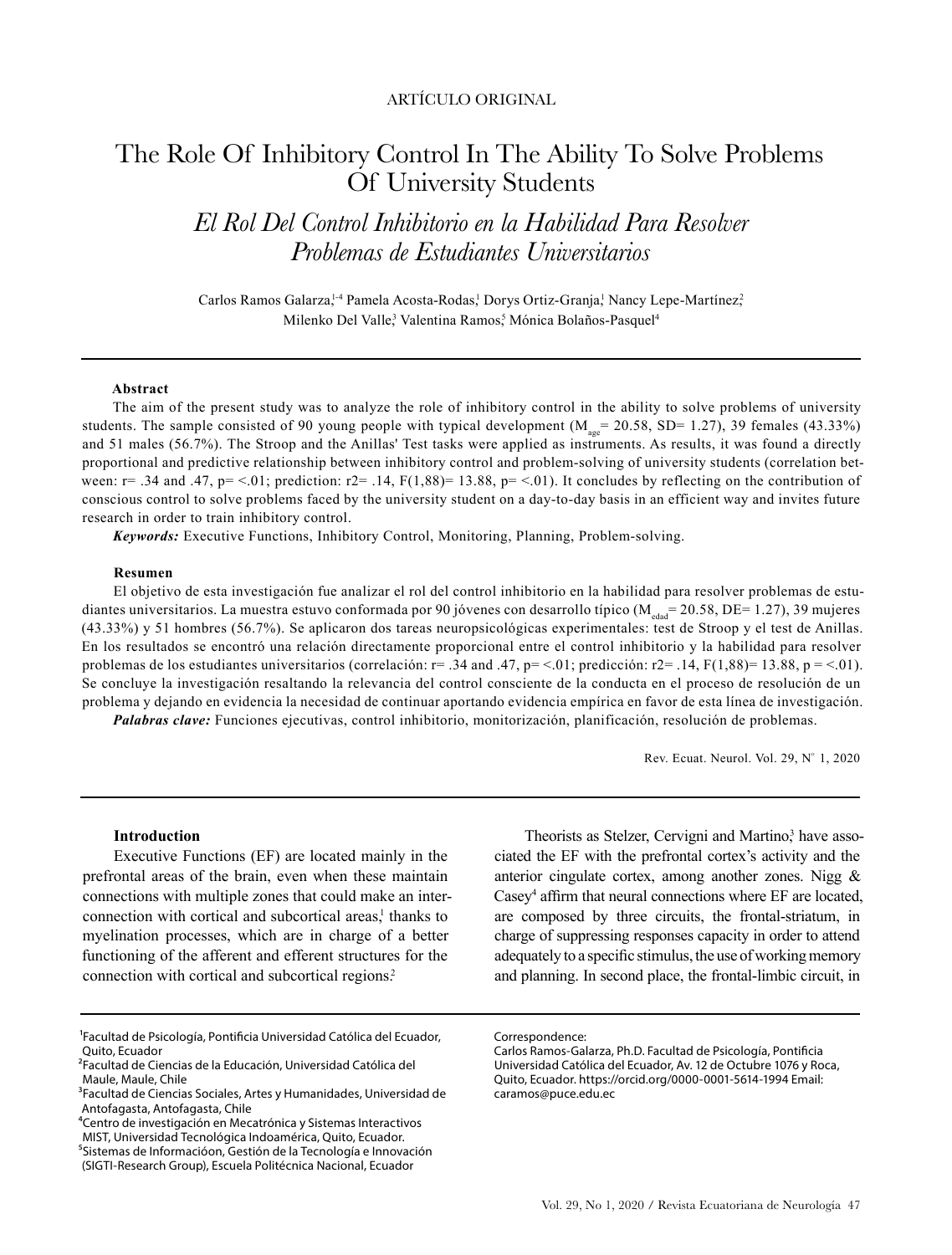ARTÍCULO ORIGINAL

# The Role Of Inhibitory Control In The Ability To Solve Problems Of University Students

## *El Rol Del Control Inhibitorio en la Habilidad Para Resolver Problemas de Estudiantes Universitarios*

Carlos Ramos Galarza,[1-4] Pamela Acosta-Rodas,[1] Dorys Ortiz-Granja,[1] Nancy Lepe-Martínez,[2] Milenko Del Valle,[3] Valentina Ramos,[5] Mónica Bolaños-Pasquel[4]

**Abstract**

The aim of the present study was to analyze the role of inhibitory control in the ability to solve problems of university students. The sample consisted of 90 young people with typical development ($M_{age}$= 20.58, SD= 1.27), 39 females (43.33%) and 51 males (56.7%). The Stroop and the Anillas' Test tasks were applied as instruments. As results, it was found a directly proportional and predictive relationship between inhibitory control and problem-solving of university students (correlation between: r= .34 and .47, p= <.01; prediction: r2= .14, F(1,88)= 13.88, p= <.01). It concludes by reflecting on the contribution of conscious control to solve problems faced by the university student on a day-to-day basis in an efficient way and invites future research in order to train inhibitory control.

***Keywords:*** Executive Functions, Inhibitory Control, Monitoring, Planning, Problem-solving.

**Resumen**

El objetivo de esta investigación fue analizar el rol del control inhibitorio en la habilidad para resolver problemas de estudiantes universitarios. La muestra estuvo conformada por 90 jóvenes con desarrollo típico ($M_{edad}$= 20.58, DE= 1.27), 39 mujeres (43.33%) y 51 hombres (56.7%). Se aplicaron dos tareas neuropsicológicas experimentales: test de Stroop y el test de Anillas. En los resultados se encontró una relación directamente proporcional entre el control inhibitorio y la habilidad para resolver problemas de los estudiantes universitarios (correlación: r= .34 and .47, p= <.01; predicción: r2= .14, F(1,88)= 13.88, p = <.01). Se concluye la investigación resaltando la relevancia del control consciente de la conducta en el proceso de resolución de un problema y dejando en evidencia la necesidad de continuar aportando evidencia empírica en favor de esta línea de investigación.

***Palabras clave:*** Funciones ejecutivas, control inhibitorio, monitorización, planificación, resolución de problemas.

### Introduction

Executive Functions (EF) are located mainly in the prefrontal areas of the brain, even when these maintain connections with multiple zones that could make an interconnection with cortical and subcortical areas,[1] thanks to myelination processes, which are in charge of a better functioning of the afferent and efferent structures for the connection with cortical and subcortical regions.[2]

Theorists as Stelzer, Cervigni and Martino,[3] have associated the EF with the prefrontal cortex's activity and the anterior cingulate cortex, among another zones. Nigg & Casey[4] affirm that neural connections where EF are located, are composed by three circuits, the frontal-striatum, in charge of suppressing responses capacity in order to attend adequately to a specific stimulus, the use of working memory and planning. In second place, the frontal-limbic circuit, in

[1]Facultad de Psicología, Pontificia Universidad Católica del Ecuador, Quito, Ecuador
[2]Facultad de Ciencias de la Educación, Universidad Católica del Maule, Maule, Chile
[3]Facultad de Ciencias Sociales, Artes y Humanidades, Universidad de Antofagasta, Antofagasta, Chile
[4]Centro de investigación en Mecatrónica y Sistemas Interactivos MIST, Universidad Tecnológica Indoamérica, Quito, Ecuador.
[5]Sistemas de Informacióon, Gestión de la Tecnología e Innovación (SIGTI-Research Group), Escuela Politécnica Nacional, Ecuador

Correspondence:
Carlos Ramos-Galarza, Ph.D. Facultad de Psicología, Pontificia Universidad Católica del Ecuador, Av. 12 de Octubre 1076 y Roca, Quito, Ecuador. https://orcid.org/0000-0001-5614-1994 Email: caramos@puce.edu.ec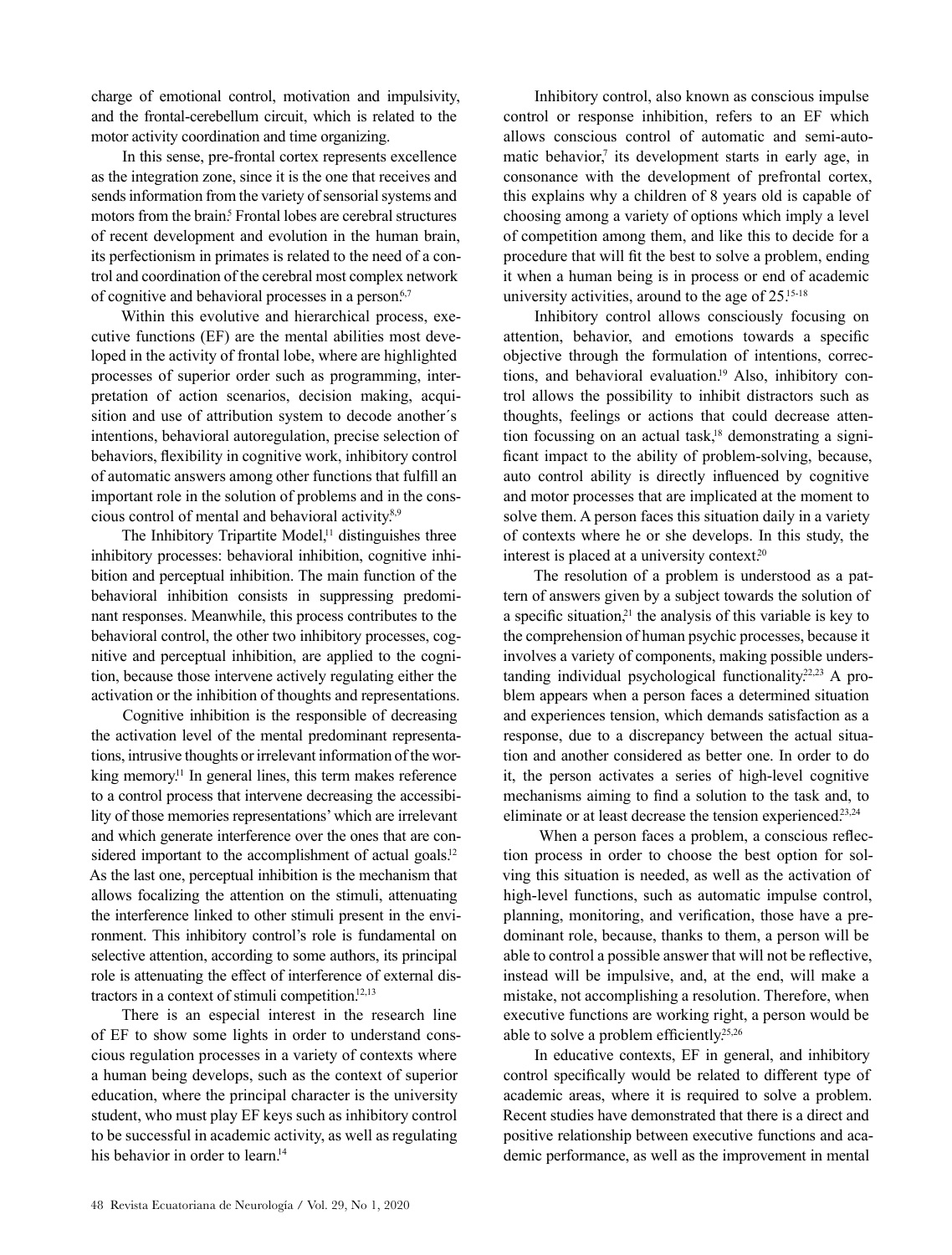charge of emotional control, motivation and impulsivity, and the frontal-cerebellum circuit, which is related to the motor activity coordination and time organizing.

In this sense, pre-frontal cortex represents excellence as the integration zone, since it is the one that receives and sends information from the variety of sensorial systems and motors from the brain.[5] Frontal lobes are cerebral structures of recent development and evolution in the human brain, its perfectionism in primates is related to the need of a control and coordination of the cerebral most complex network of cognitive and behavioral processes in a person.[6,7]

Within this evolutive and hierarchical process, executive functions (EF) are the mental abilities most developed in the activity of frontal lobe, where are highlighted processes of superior order such as programming, interpretation of action scenarios, decision making, acquisition and use of attribution system to decode another´s intentions, behavioral autoregulation, precise selection of behaviors, flexibility in cognitive work, inhibitory control of automatic answers among other functions that fulfill an important role in the solution of problems and in the conscious control of mental and behavioral activity.[8,9]

The Inhibitory Tripartite Model,[11] distinguishes three inhibitory processes: behavioral inhibition, cognitive inhibition and perceptual inhibition. The main function of the behavioral inhibition consists in suppressing predominant responses. Meanwhile, this process contributes to the behavioral control, the other two inhibitory processes, cognitive and perceptual inhibition, are applied to the cognition, because those intervene actively regulating either the activation or the inhibition of thoughts and representations.

Cognitive inhibition is the responsible of decreasing the activation level of the mental predominant representations, intrusive thoughts or irrelevant information of the working memory.[11] In general lines, this term makes reference to a control process that intervene decreasing the accessibility of those memories representations' which are irrelevant and which generate interference over the ones that are considered important to the accomplishment of actual goals.[12] As the last one, perceptual inhibition is the mechanism that allows focalizing the attention on the stimuli, attenuating the interference linked to other stimuli present in the environment. This inhibitory control's role is fundamental on selective attention, according to some authors, its principal role is attenuating the effect of interference of external distractors in a context of stimuli competition.[12,13]

There is an especial interest in the research line of EF to show some lights in order to understand conscious regulation processes in a variety of contexts where a human being develops, such as the context of superior education, where the principal character is the university student, who must play EF keys such as inhibitory control to be successful in academic activity, as well as regulating his behavior in order to learn.[14]

Inhibitory control, also known as conscious impulse control or response inhibition, refers to an EF which allows conscious control of automatic and semi-automatic behavior,[7] its development starts in early age, in consonance with the development of prefrontal cortex, this explains why a children of 8 years old is capable of choosing among a variety of options which imply a level of competition among them, and like this to decide for a procedure that will fit the best to solve a problem, ending it when a human being is in process or end of academic university activities, around to the age of 25.[15-18]

Inhibitory control allows consciously focusing on attention, behavior, and emotions towards a specific objective through the formulation of intentions, corrections, and behavioral evaluation.[19] Also, inhibitory control allows the possibility to inhibit distractors such as thoughts, feelings or actions that could decrease attention focussing on an actual task,[18] demonstrating a significant impact to the ability of problem-solving, because, auto control ability is directly influenced by cognitive and motor processes that are implicated at the moment to solve them. A person faces this situation daily in a variety of contexts where he or she develops. In this study, the interest is placed at a university context.[20]

The resolution of a problem is understood as a pattern of answers given by a subject towards the solution of a specific situation,[21] the analysis of this variable is key to the comprehension of human psychic processes, because it involves a variety of components, making possible understanding individual psychological functionality.[22,23] A problem appears when a person faces a determined situation and experiences tension, which demands satisfaction as a response, due to a discrepancy between the actual situation and another considered as better one. In order to do it, the person activates a series of high-level cognitive mechanisms aiming to find a solution to the task and, to eliminate or at least decrease the tension experienced.[23,24]

When a person faces a problem, a conscious reflection process in order to choose the best option for solving this situation is needed, as well as the activation of high-level functions, such as automatic impulse control, planning, monitoring, and verification, those have a predominant role, because, thanks to them, a person will be able to control a possible answer that will not be reflective, instead will be impulsive, and, at the end, will make a mistake, not accomplishing a resolution. Therefore, when executive functions are working right, a person would be able to solve a problem efficiently.[25,26]

In educative contexts, EF in general, and inhibitory control specifically would be related to different type of academic areas, where it is required to solve a problem. Recent studies have demonstrated that there is a direct and positive relationship between executive functions and academic performance, as well as the improvement in mental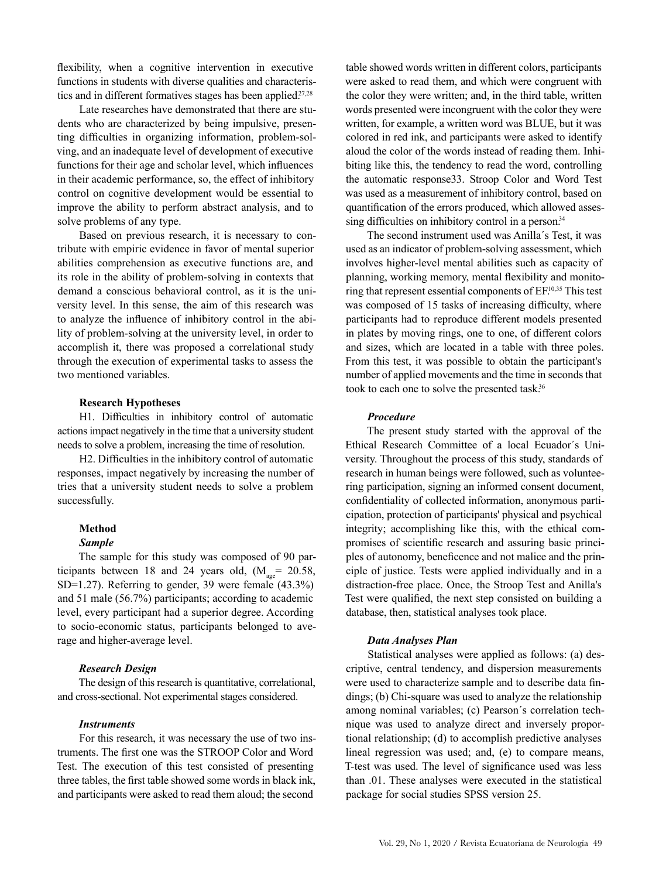flexibility, when a cognitive intervention in executive functions in students with diverse qualities and characteristics and in different formatives stages has been applied[27,28]

Late researches have demonstrated that there are students who are characterized by being impulsive, presenting difficulties in organizing information, problem-solving, and an inadequate level of development of executive functions for their age and scholar level, which influences in their academic performance, so, the effect of inhibitory control on cognitive development would be essential to improve the ability to perform abstract analysis, and to solve problems of any type.

Based on previous research, it is necessary to contribute with empiric evidence in favor of mental superior abilities comprehension as executive functions are, and its role in the ability of problem-solving in contexts that demand a conscious behavioral control, as it is the university level. In this sense, the aim of this research was to analyze the influence of inhibitory control in the ability of problem-solving at the university level, in order to accomplish it, there was proposed a correlational study through the execution of experimental tasks to assess the two mentioned variables.

**Research Hypotheses**

H1. Difficulties in inhibitory control of automatic actions impact negatively in the time that a university student needs to solve a problem, increasing the time of resolution.

H2. Difficulties in the inhibitory control of automatic responses, impact negatively by increasing the number of tries that a university student needs to solve a problem successfully.

## Method

### *Sample*

The sample for this study was composed of 90 participants between 18 and 24 years old, ($M_{age}$= 20.58, SD=1.27). Referring to gender, 39 were female (43.3%) and 51 male (56.7%) participants; according to academic level, every participant had a superior degree. According to socio-economic status, participants belonged to average and higher-average level.

### *Research Design*

The design of this research is quantitative, correlational, and cross-sectional. Not experimental stages considered.

### *Instruments*

For this research, it was necessary the use of two instruments. The first one was the STROOP Color and Word Test. The execution of this test consisted of presenting three tables, the first table showed some words in black ink, and participants were asked to read them aloud; the second table showed words written in different colors, participants were asked to read them, and which were congruent with the color they were written; and, in the third table, written words presented were incongruent with the color they were written, for example, a written word was BLUE, but it was colored in red ink, and participants were asked to identify aloud the color of the words instead of reading them. Inhibiting like this, the tendency to read the word, controlling the automatic response33. Stroop Color and Word Test was used as a measurement of inhibitory control, based on quantification of the errors produced, which allowed assessing difficulties on inhibitory control in a person.[34]

The second instrument used was Anilla´s Test, it was used as an indicator of problem-solving assessment, which involves higher-level mental abilities such as capacity of planning, working memory, mental flexibility and monitoring that represent essential components of EF.[10,35] This test was composed of 15 tasks of increasing difficulty, where participants had to reproduce different models presented in plates by moving rings, one to one, of different colors and sizes, which are located in a table with three poles. From this test, it was possible to obtain the participant's number of applied movements and the time in seconds that took to each one to solve the presented task.[36]

### *Procedure*

The present study started with the approval of the Ethical Research Committee of a local Ecuador´s University. Throughout the process of this study, standards of research in human beings were followed, such as volunteering participation, signing an informed consent document, confidentiality of collected information, anonymous participation, protection of participants' physical and psychical integrity; accomplishing like this, with the ethical compromises of scientific research and assuring basic principles of autonomy, beneficence and not malice and the principle of justice. Tests were applied individually and in a distraction-free place. Once, the Stroop Test and Anilla's Test were qualified, the next step consisted on building a database, then, statistical analyses took place.

### *Data Analyses Plan*

Statistical analyses were applied as follows: (a) descriptive, central tendency, and dispersion measurements were used to characterize sample and to describe data findings; (b) Chi-square was used to analyze the relationship among nominal variables; (c) Pearson´s correlation technique was used to analyze direct and inversely proportional relationship; (d) to accomplish predictive analyses lineal regression was used; and, (e) to compare means, T-test was used. The level of significance used was less than .01. These analyses were executed in the statistical package for social studies SPSS version 25.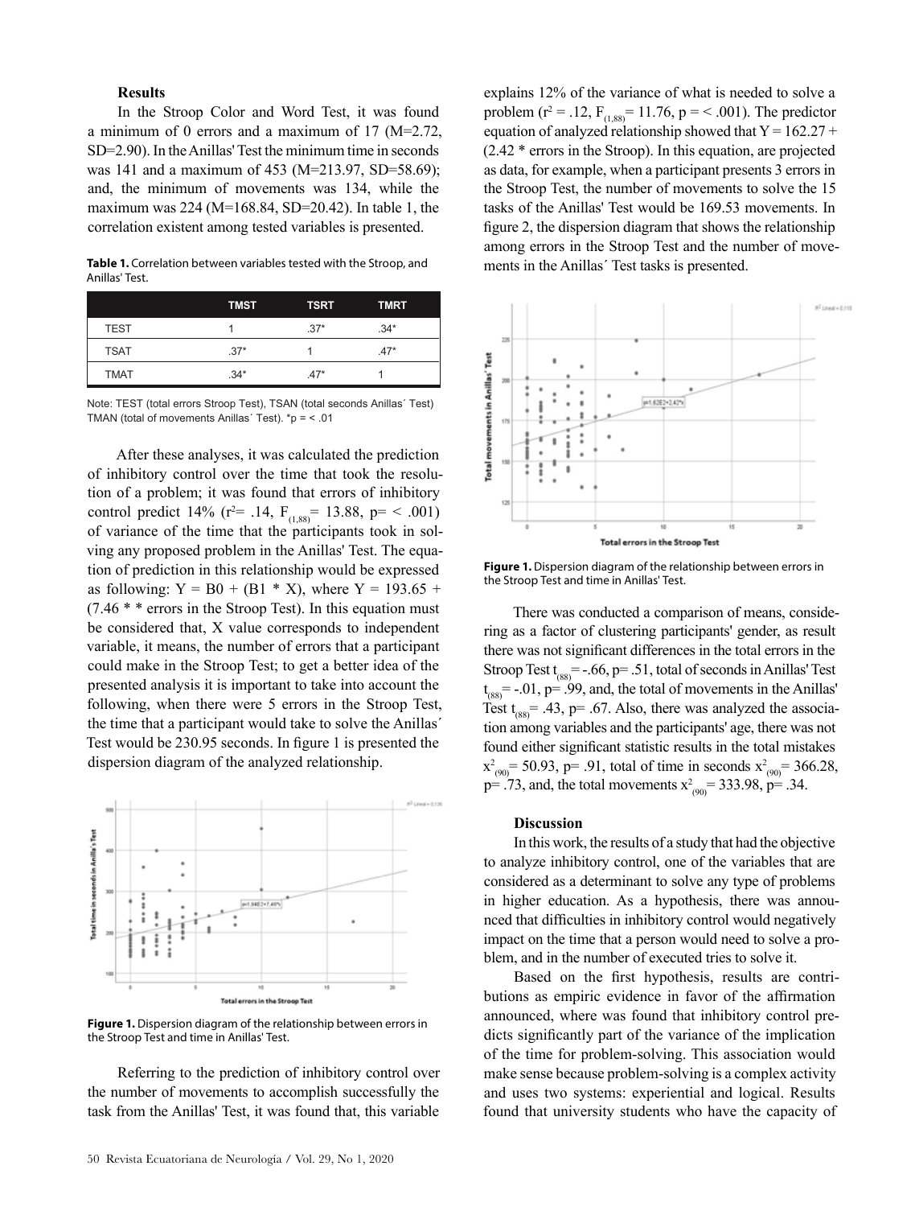#### Results

In the Stroop Color and Word Test, it was found a minimum of 0 errors and a maximum of 17 (M=2.72, SD=2.90). In the Anillas' Test the minimum time in seconds was 141 and a maximum of 453 (M=213.97, SD=58.69); and, the minimum of movements was 134, while the maximum was 224 (M=168.84, SD=20.42). In table 1, the correlation existent among tested variables is presented.

**Table 1.** Correlation between variables tested with the Stroop, and Anillas' Test.

| | TMST | TSRT | TMRT |
|---|---|---|---|
| TEST | 1 | .37* | .34* |
| TSAT | .37* | 1 | .47* |
| TMAT | .34* | .47* | 1 |

Note: TEST (total errors Stroop Test), TSAN (total seconds Anillas´ Test) TMAN (total of movements Anillas´ Test). *p = < .01

After these analyses, it was calculated the prediction of inhibitory control over the time that took the resolution of a problem; it was found that errors of inhibitory control predict 14% ($r^2$= .14, $F_{(1,88)}$= 13.88, p= < .001) of variance of the time that the participants took in solving any proposed problem in the Anillas' Test. The equation of prediction in this relationship would be expressed as following: Y = B0 + (B1 * X), where Y = 193.65 + (7.46 * * errors in the Stroop Test). In this equation must be considered that, X value corresponds to independent variable, it means, the number of errors that a participant could make in the Stroop Test; to get a better idea of the presented analysis it is important to take into account the following, when there were 5 errors in the Stroop Test, the time that a participant would take to solve the Anillas´ Test would be 230.95 seconds. In figure 1 is presented the dispersion diagram of the analyzed relationship.

**Figure 1.** Dispersion diagram of the relationship between errors in the Stroop Test and time in Anillas' Test.

Referring to the prediction of inhibitory control over the number of movements to accomplish successfully the task from the Anillas' Test, it was found that, this variable explains 12% of the variance of what is needed to solve a problem ($r^2$ = .12, $F_{(1,88)}$= 11.76, p = < .001). The predictor equation of analyzed relationship showed that Y = 162.27 + (2.42 * errors in the Stroop). In this equation, are projected as data, for example, when a participant presents 3 errors in the Stroop Test, the number of movements to solve the 15 tasks of the Anillas' Test would be 169.53 movements. In figure 2, the dispersion diagram that shows the relationship among errors in the Stroop Test and the number of movements in the Anillas´ Test tasks is presented.

**Figure 1.** Dispersion diagram of the relationship between errors in the Stroop Test and time in Anillas' Test.

There was conducted a comparison of means, considering as a factor of clustering participants' gender, as result there was not significant differences in the total errors in the Stroop Test $t_{(88)}$= -.66, p= .51, total of seconds in Anillas' Test $t_{(88)}$= -.01, p= .99, and, the total of movements in the Anillas' Test $t_{(88)}$= .43, p= .67. Also, there was analyzed the association among variables and the participants' age, there was not found either significant statistic results in the total mistakes $x^2_{(90)}$= 50.93, p= .91, total of time in seconds $x^2_{(90)}$= 366.28, p= .73, and, the total movements $x^2_{(90)}$= 333.98, p= .34.

#### Discussion

In this work, the results of a study that had the objective to analyze inhibitory control, one of the variables that are considered as a determinant to solve any type of problems in higher education. As a hypothesis, there was announced that difficulties in inhibitory control would negatively impact on the time that a person would need to solve a problem, and in the number of executed tries to solve it.

Based on the first hypothesis, results are contributions as empiric evidence in favor of the affirmation announced, where was found that inhibitory control predicts significantly part of the variance of the implication of the time for problem-solving. This association would make sense because problem-solving is a complex activity and uses two systems: experiential and logical. Results found that university students who have the capacity of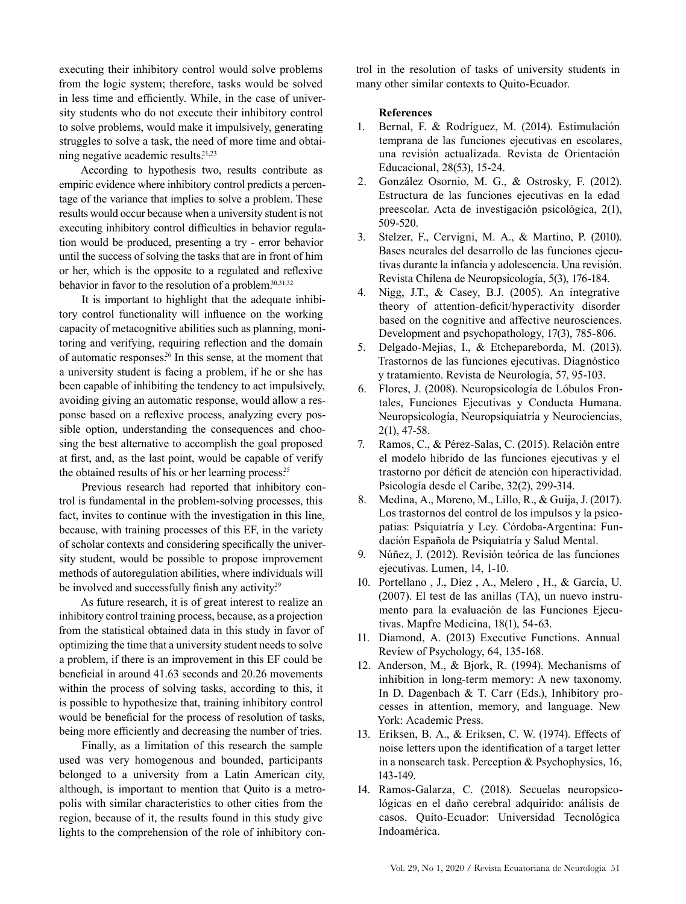executing their inhibitory control would solve problems from the logic system; therefore, tasks would be solved in less time and efficiently. While, in the case of university students who do not execute their inhibitory control to solve problems, would make it impulsively, generating struggles to solve a task, the need of more time and obtaining negative academic results.[21,23]

According to hypothesis two, results contribute as empiric evidence where inhibitory control predicts a percentage of the variance that implies to solve a problem. These results would occur because when a university student is not executing inhibitory control difficulties in behavior regulation would be produced, presenting a try - error behavior until the success of solving the tasks that are in front of him or her, which is the opposite to a regulated and reflexive behavior in favor to the resolution of a problem.[30,31,32]

It is important to highlight that the adequate inhibitory control functionality will influence on the working capacity of metacognitive abilities such as planning, monitoring and verifying, requiring reflection and the domain of automatic responses.[26] In this sense, at the moment that a university student is facing a problem, if he or she has been capable of inhibiting the tendency to act impulsively, avoiding giving an automatic response, would allow a response based on a reflexive process, analyzing every possible option, understanding the consequences and choosing the best alternative to accomplish the goal proposed at first, and, as the last point, would be capable of verify the obtained results of his or her learning process.[25]

Previous research had reported that inhibitory control is fundamental in the problem-solving processes, this fact, invites to continue with the investigation in this line, because, with training processes of this EF, in the variety of scholar contexts and considering specifically the university student, would be possible to propose improvement methods of autoregulation abilities, where individuals will be involved and successfully finish any activity.[29]

As future research, it is of great interest to realize an inhibitory control training process, because, as a projection from the statistical obtained data in this study in favor of optimizing the time that a university student needs to solve a problem, if there is an improvement in this EF could be beneficial in around 41.63 seconds and 20.26 movements within the process of solving tasks, according to this, it is possible to hypothesize that, training inhibitory control would be beneficial for the process of resolution of tasks, being more efficiently and decreasing the number of tries.

Finally, as a limitation of this research the sample used was very homogenous and bounded, participants belonged to a university from a Latin American city, although, is important to mention that Quito is a metropolis with similar characteristics to other cities from the region, because of it, the results found in this study give lights to the comprehension of the role of inhibitory control in the resolution of tasks of university students in many other similar contexts to Quito-Ecuador.

**References**

1. Bernal, F. & Rodríguez, M. (2014). Estimulación temprana de las funciones ejecutivas en escolares, una revisión actualizada. Revista de Orientación Educacional, 28(53), 15-24.
2. González Osornio, M. G., & Ostrosky, F. (2012). Estructura de las funciones ejecutivas en la edad preescolar. Acta de investigación psicológica, 2(1), 509-520.
3. Stelzer, F., Cervigni, M. A., & Martino, P. (2010). Bases neurales del desarrollo de las funciones ejecutivas durante la infancia y adolescencia. Una revisión. Revista Chilena de Neuropsicología, 5(3), 176-184.
4. Nigg, J.T., & Casey, B.J. (2005). An integrative theory of attention-deficit/hyperactivity disorder based on the cognitive and affective neurosciences. Development and psychopathology, 17(3), 785-806.
5. Delgado-Mejias, I., & Etchepareborda, M. (2013). Trastornos de las funciones ejecutivas. Diagnóstico y tratamiento. Revista de Neurología, 57, 95-103.
6. Flores, J. (2008). Neuropsicología de Lóbulos Frontales, Funciones Ejecutivas y Conducta Humana. Neuropsicología, Neuropsiquiatría y Neurociencias, 2(1), 47-58.
7. Ramos, C., & Pérez-Salas, C. (2015). Relación entre el modelo hibrido de las funciones ejecutivas y el trastorno por déficit de atención con hiperactividad. Psicología desde el Caribe, 32(2), 299-314.
8. Medina, A., Moreno, M., Lillo, R., & Guija, J. (2017). Los trastornos del control de los impulsos y la psicopatías: Psiquiatría y Ley. Córdoba-Argentina: Fundación Española de Psiquiatría y Salud Mental.
9. Núñez, J. (2012). Revisión teórica de las funciones ejecutivas. Lumen, 14, 1-10.
10. Portellano , J., Díez , A., Melero , H., & García, U. (2007). El test de las anillas (TA), un nuevo instrumento para la evaluación de las Funciones Ejecutivas. Mapfre Medicina, 18(1), 54-63.
11. Diamond, A. (2013) Executive Functions. Annual Review of Psychology, 64, 135-168.
12. Anderson, M., & Bjork, R. (1994). Mechanisms of inhibition in long-term memory: A new taxonomy. In D. Dagenbach & T. Carr (Eds.), Inhibitory processes in attention, memory, and language. New York: Academic Press.
13. Eriksen, B. A., & Eriksen, C. W. (1974). Effects of noise letters upon the identification of a target letter in a nonsearch task. Perception & Psychophysics, 16, 143-149.
14. Ramos-Galarza, C. (2018). Secuelas neuropsicológicas en el daño cerebral adquirido: análisis de casos. Quito-Ecuador: Universidad Tecnológica Indoamérica.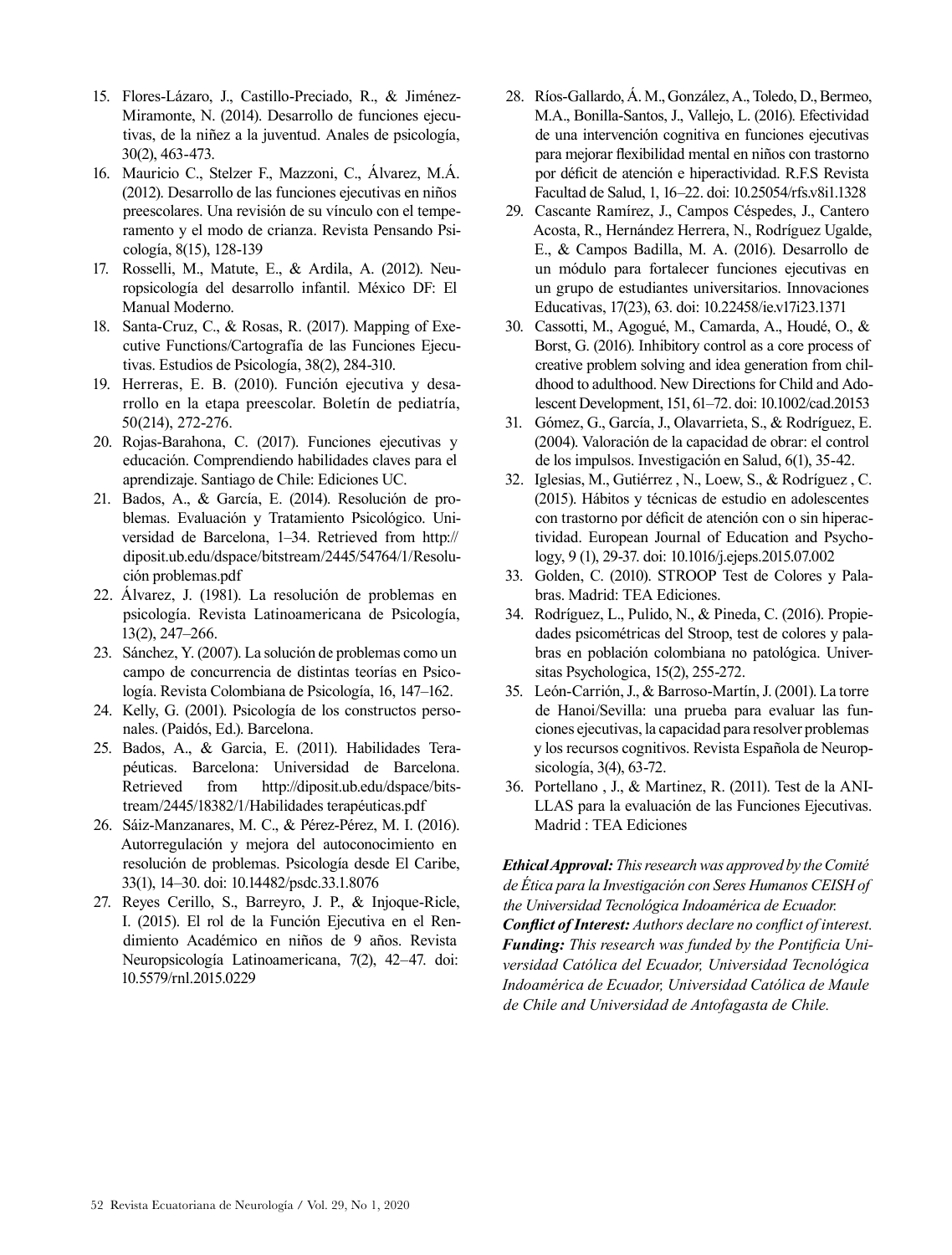15. Flores-Lázaro, J., Castillo-Preciado, R., & Jiménez-Miramonte, N. (2014). Desarrollo de funciones ejecutivas, de la niñez a la juventud. Anales de psicología, 30(2), 463-473.
16. Mauricio C., Stelzer F., Mazzoni, C., Álvarez, M.Á. (2012). Desarrollo de las funciones ejecutivas en niños preescolares. Una revisión de su vínculo con el temperamento y el modo de crianza. Revista Pensando Psicología, 8(15), 128-139
17. Rosselli, M., Matute, E., & Ardila, A. (2012). Neuropsicología del desarrollo infantil. México DF: El Manual Moderno.
18. Santa-Cruz, C., & Rosas, R. (2017). Mapping of Executive Functions/Cartografía de las Funciones Ejecutivas. Estudios de Psicología, 38(2), 284-310.
19. Herreras, E. B. (2010). Función ejecutiva y desarrollo en la etapa preescolar. Boletín de pediatría, 50(214), 272-276.
20. Rojas-Barahona, C. (2017). Funciones ejecutivas y educación. Comprendiendo habilidades claves para el aprendizaje. Santiago de Chile: Ediciones UC.
21. Bados, A., & García, E. (2014). Resolución de problemas. Evaluación y Tratamiento Psicológico. Universidad de Barcelona, 1–34. Retrieved from http://diposit.ub.edu/dspace/bitstream/2445/54764/1/Resolución problemas.pdf
22. Álvarez, J. (1981). La resolución de problemas en psicología. Revista Latinoamericana de Psicología, 13(2), 247–266.
23. Sánchez, Y. (2007). La solución de problemas como un campo de concurrencia de distintas teorías en Psicología. Revista Colombiana de Psicología, 16, 147–162.
24. Kelly, G. (2001). Psicología de los constructos personales. (Paidós, Ed.). Barcelona.
25. Bados, A., & Garcia, E. (2011). Habilidades Terapéuticas. Barcelona: Universidad de Barcelona. Retrieved from http://diposit.ub.edu/dspace/bitstream/2445/18382/1/Habilidades terapéuticas.pdf
26. Sáiz-Manzanares, M. C., & Pérez-Pérez, M. I. (2016). Autorregulación y mejora del autoconocimiento en resolución de problemas. Psicología desde El Caribe, 33(1), 14–30. doi: 10.14482/psdc.33.1.8076
27. Reyes Cerillo, S., Barreyro, J. P., & Injoque-Ricle, I. (2015). El rol de la Función Ejecutiva en el Rendimiento Académico en niños de 9 años. Revista Neuropsicología Latinoamericana, 7(2), 42–47. doi: 10.5579/rnl.2015.0229
28. Ríos-Gallardo, Á. M., González, A., Toledo, D., Bermeo, M.A., Bonilla-Santos, J., Vallejo, L. (2016). Efectividad de una intervención cognitiva en funciones ejecutivas para mejorar flexibilidad mental en niños con trastorno por déficit de atención e hiperactividad. R.F.S Revista Facultad de Salud, 1, 16–22. doi: 10.25054/rfs.v8i1.1328
29. Cascante Ramírez, J., Campos Céspedes, J., Cantero Acosta, R., Hernández Herrera, N., Rodríguez Ugalde, E., & Campos Badilla, M. A. (2016). Desarrollo de un módulo para fortalecer funciones ejecutivas en un grupo de estudiantes universitarios. Innovaciones Educativas, 17(23), 63. doi: 10.22458/ie.v17i23.1371
30. Cassotti, M., Agogué, M., Camarda, A., Houdé, O., & Borst, G. (2016). Inhibitory control as a core process of creative problem solving and idea generation from childhood to adulthood. New Directions for Child and Adolescent Development, 151, 61–72. doi: 10.1002/cad.20153
31. Gómez, G., García, J., Olavarrieta, S., & Rodríguez, E. (2004). Valoración de la capacidad de obrar: el control de los impulsos. Investigación en Salud, 6(1), 35-42.
32. Iglesias, M., Gutiérrez , N., Loew, S., & Rodríguez , C. (2015). Hábitos y técnicas de estudio en adolescentes con trastorno por déficit de atención con o sin hiperactividad. European Journal of Education and Psychology, 9 (1), 29-37. doi: 10.1016/j.ejeps.2015.07.002
33. Golden, C. (2010). STROOP Test de Colores y Palabras. Madrid: TEA Ediciones.
34. Rodríguez, L., Pulido, N., & Pineda, C. (2016). Propiedades psicométricas del Stroop, test de colores y palabras en población colombiana no patológica. Universitas Psychologica, 15(2), 255-272.
35. León-Carrión, J., & Barroso-Martín, J. (2001). La torre de Hanoi/Sevilla: una prueba para evaluar las funciones ejecutivas, la capacidad para resolver problemas y los recursos cognitivos. Revista Española de Neuropsicología, 3(4), 63-72.
36. Portellano , J., & Martinez, R. (2011). Test de la ANILLAS para la evaluación de las Funciones Ejecutivas. Madrid : TEA Ediciones

***Ethical Approval:*** *This research was approved by the Comité de Ética para la Investigación con Seres Humanos CEISH of the Universidad Tecnológica Indoamérica de Ecuador.*
***Conflict of Interest:*** *Authors declare no conflict of interest.*
***Funding:*** *This research was funded by the Pontificia Universidad Católica del Ecuador, Universidad Tecnológica Indoamérica de Ecuador, Universidad Católica de Maule de Chile and Universidad de Antofagasta de Chile.*